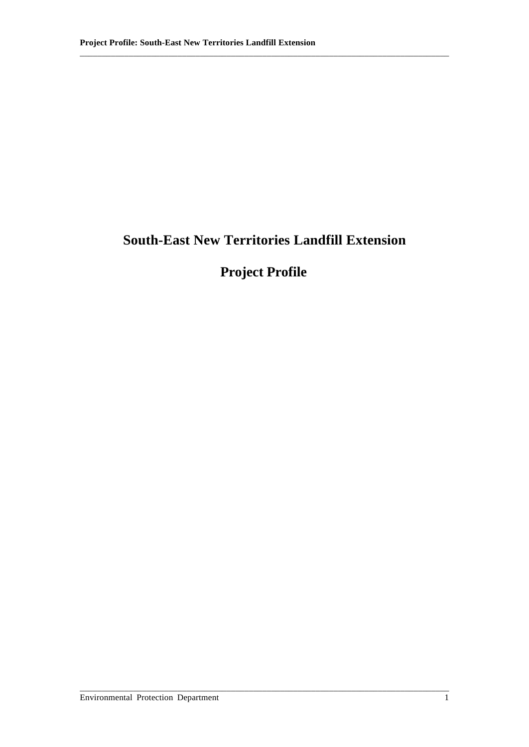# South-East New Territories Landfill Extension

# Project Profile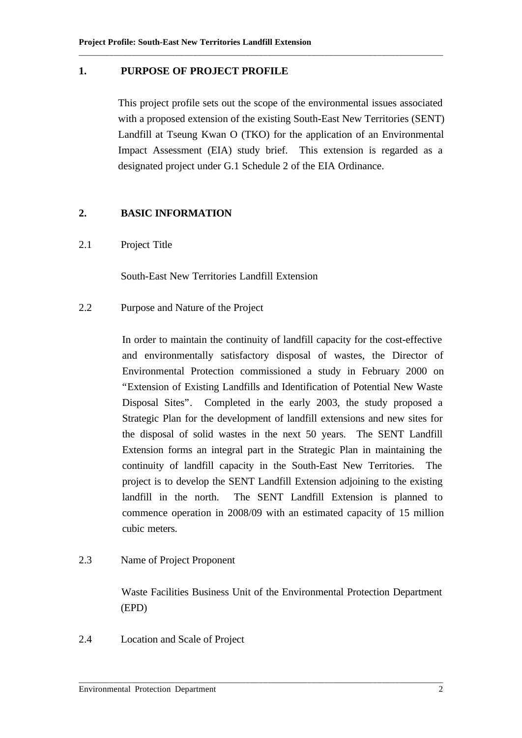## 1. PURPOSE OF PROJECT PROFILE

This project profile sets out the scope of the environmental issues associated with a proposed extension of the existing South-East New Territories (SENT) Landfill at Tseung Kwan O (TKO) for the application of an Environmental Impact Assessment (EIA) study brief. This extension is regarded as a designated project under G.1 Schedule 2 of the EIA Ordinance.

## 2. BASIC INFORMATION

### 2.1 Project Title

South-East New Territories Landfill Extension

### 2.2 Purpose and Nature of the Project

In order to maintain the continuity of landfill capacity for the cost-effective and environmentally satisfactory disposal of wastes, the Director of Environmental Protection commissioned a study in February 2000 on "Extension of Existing Landfills and Identification of Potential New Waste Disposal Sites". Completed in the early 2003, the study proposed a Strategic Plan for the development of landfill extensions and new sites for the disposal of solid wastes in the next 50 years. The SENT Landfill Extension forms an integral part in the Strategic Plan in maintaining the continuity of landfill capacity in the South-East New Territories. The project is to develop the SENT Landfill Extension adjoining to the existing landfill in the north. The SENT Landfill Extension is planned to commence operation in 2008/09 with an estimated capacity of 15 million cubic meters.

### 2.3 Name of Project Proponent

Waste Facilities Business Unit of the Environmental Protection Department (EPD)

### 2.4 Location and Scale of Project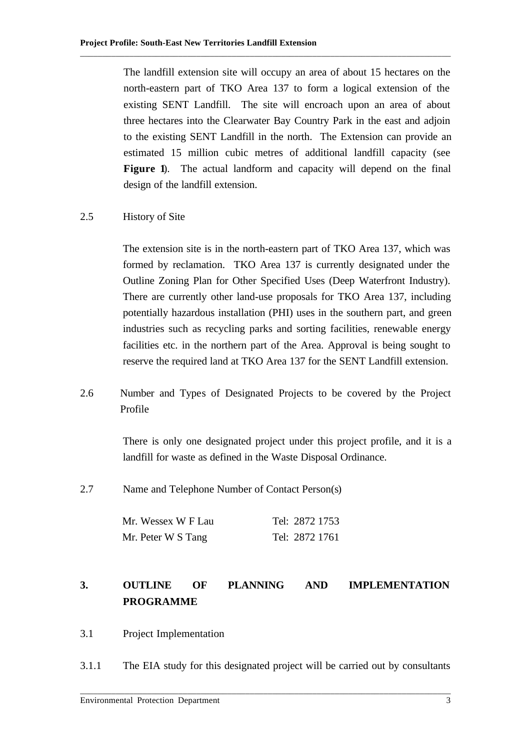The landfill extension site will occupy an area of about 15 hectares on the north-eastern part of TKO Area 137 to form a logical extension of the existing SENT Landfill. The site will encroach upon an area of about three hectares into the Clearwater Bay Country Park in the east and adjoin to the existing SENT Landfill in the north. The Extension can provide an estimated 15 million cubic metres of additional landfill capacity (see **Figure 1**). The actual landform and capacity will depend on the final design of the landfill extension.

2.5 History of Site

The extension site is in the north-eastern part of TKO Area 137, which was formed by reclamation. TKO Area 137 is currently designated under the Outline Zoning Plan for Other Specified Uses (Deep Waterfront Industry). There are currently other land-use proposals for TKO Area 137, including potentially hazardous installation (PHI) uses in the southern part, and green industries such as recycling parks and sorting facilities, renewable energy facilities etc. in the northern part of the Area. Approval is being sought to reserve the required land at TKO Area 137 for the SENT Landfill extension.

2.6 Number and Types of Designated Projects to be covered by the Project Profile

There is only one designated project under this project profile, and it is a landfill for waste as defined in the Waste Disposal Ordinance.

2.7 Name and Telephone Number of Contact Person(s)

| | |
|---|---|
| Mr. Wessex W F Lau | Tel: 2872 1753 |
| Mr. Peter W S Tang | Tel: 2872 1761 |

## 3. OUTLINE OF PLANNING AND IMPLEMENTATION PROGRAMME

3.1 Project Implementation

3.1.1 The EIA study for this designated project will be carried out by consultants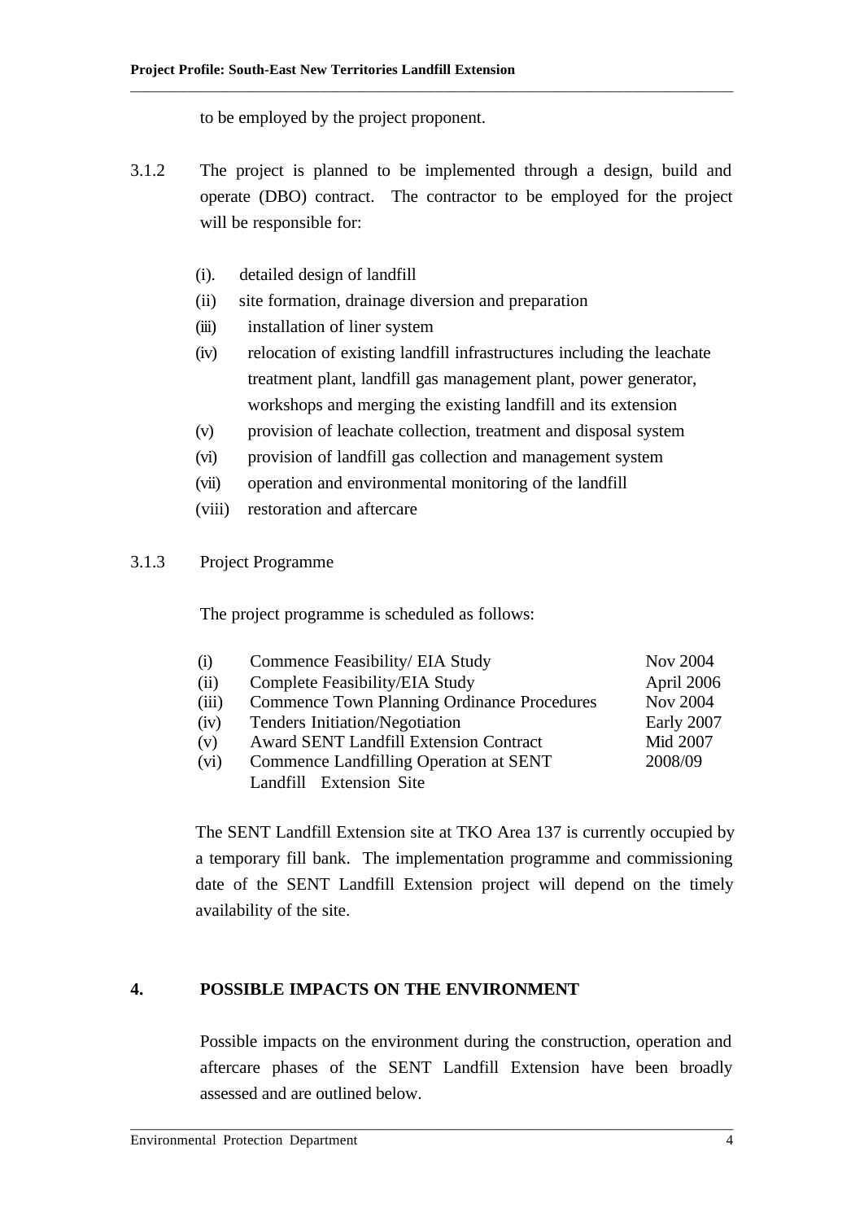to be employed by the project proponent.

3.1.2 The project is planned to be implemented through a design, build and operate (DBO) contract. The contractor to be employed for the project will be responsible for:

(i). detailed design of landfill

(ii) site formation, drainage diversion and preparation

(iii) installation of liner system

(iv) relocation of existing landfill infrastructures including the leachate treatment plant, landfill gas management plant, power generator, workshops and merging the existing landfill and its extension

(v) provision of leachate collection, treatment and disposal system

(vi) provision of landfill gas collection and management system

(vii) operation and environmental monitoring of the landfill

(viii) restoration and aftercare

3.1.3 Project Programme

The project programme is scheduled as follows:

| | | |
|---|---|---|
| (i) | Commence Feasibility/ EIA Study | Nov 2004 |
| (ii) | Complete Feasibility/EIA Study | April 2006 |
| (iii) | Commence Town Planning Ordinance Procedures | Nov 2004 |
| (iv) | Tenders Initiation/Negotiation | Early 2007 |
| (v) | Award SENT Landfill Extension Contract | Mid 2007 |
| (vi) | Commence Landfilling Operation at SENT Landfill Extension Site | 2008/09 |

The SENT Landfill Extension site at TKO Area 137 is currently occupied by a temporary fill bank. The implementation programme and commissioning date of the SENT Landfill Extension project will depend on the timely availability of the site.

## 4. POSSIBLE IMPACTS ON THE ENVIRONMENT

Possible impacts on the environment during the construction, operation and aftercare phases of the SENT Landfill Extension have been broadly assessed and are outlined below.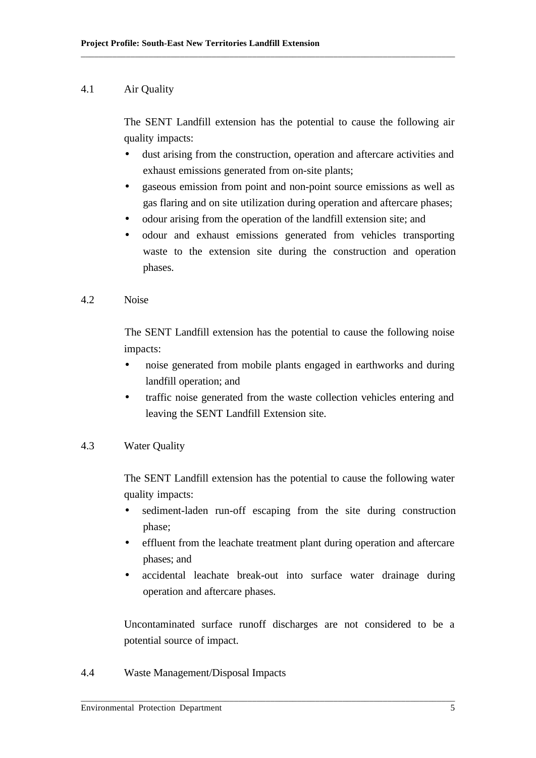## 4.1 Air Quality

The SENT Landfill extension has the potential to cause the following air quality impacts:

- dust arising from the construction, operation and aftercare activities and exhaust emissions generated from on-site plants;
- gaseous emission from point and non-point source emissions as well as gas flaring and on site utilization during operation and aftercare phases;
- odour arising from the operation of the landfill extension site; and
- odour and exhaust emissions generated from vehicles transporting waste to the extension site during the construction and operation phases.

## 4.2 Noise

The SENT Landfill extension has the potential to cause the following noise impacts:

- noise generated from mobile plants engaged in earthworks and during landfill operation; and
- traffic noise generated from the waste collection vehicles entering and leaving the SENT Landfill Extension site.

## 4.3 Water Quality

The SENT Landfill extension has the potential to cause the following water quality impacts:

- sediment-laden run-off escaping from the site during construction phase;
- effluent from the leachate treatment plant during operation and aftercare phases; and
- accidental leachate break-out into surface water drainage during operation and aftercare phases.

Uncontaminated surface runoff discharges are not considered to be a potential source of impact.

## 4.4 Waste Management/Disposal Impacts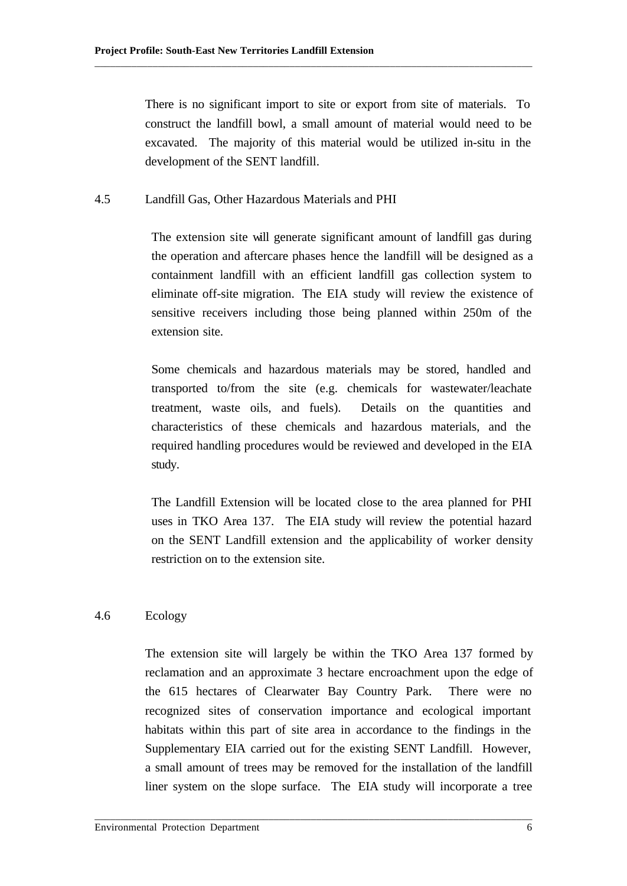There is no significant import to site or export from site of materials. To construct the landfill bowl, a small amount of material would need to be excavated. The majority of this material would be utilized in-situ in the development of the SENT landfill.

## 4.5 Landfill Gas, Other Hazardous Materials and PHI

The extension site will generate significant amount of landfill gas during the operation and aftercare phases hence the landfill will be designed as a containment landfill with an efficient landfill gas collection system to eliminate off-site migration. The EIA study will review the existence of sensitive receivers including those being planned within 250m of the extension site.

Some chemicals and hazardous materials may be stored, handled and transported to/from the site (e.g. chemicals for wastewater/leachate treatment, waste oils, and fuels). Details on the quantities and characteristics of these chemicals and hazardous materials, and the required handling procedures would be reviewed and developed in the EIA study.

The Landfill Extension will be located close to the area planned for PHI uses in TKO Area 137. The EIA study will review the potential hazard on the SENT Landfill extension and the applicability of worker density restriction on to the extension site.

## 4.6 Ecology

The extension site will largely be within the TKO Area 137 formed by reclamation and an approximate 3 hectare encroachment upon the edge of the 615 hectares of Clearwater Bay Country Park. There were no recognized sites of conservation importance and ecological important habitats within this part of site area in accordance to the findings in the Supplementary EIA carried out for the existing SENT Landfill. However, a small amount of trees may be removed for the installation of the landfill liner system on the slope surface. The EIA study will incorporate a tree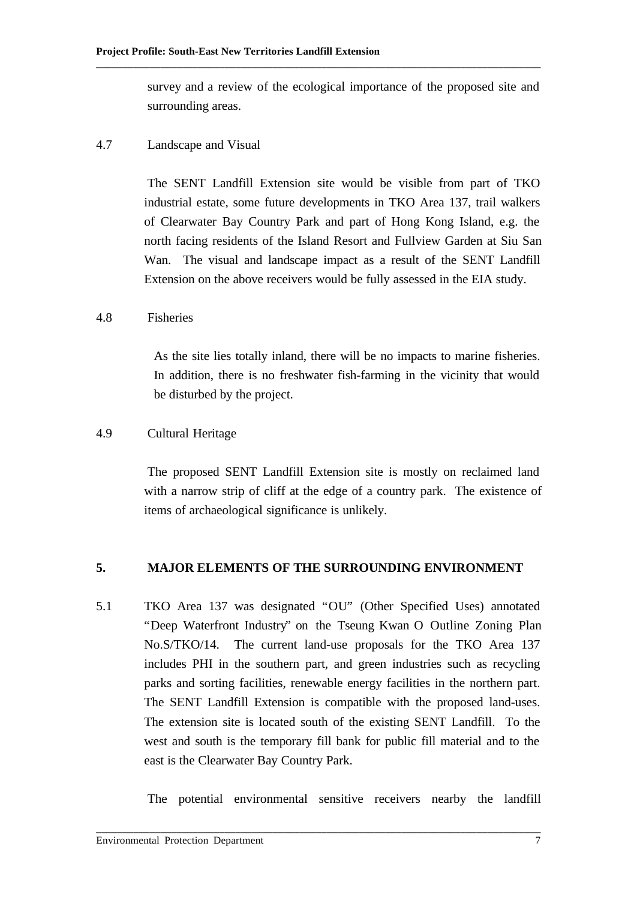survey and a review of the ecological importance of the proposed site and surrounding areas.

4.7 Landscape and Visual

The SENT Landfill Extension site would be visible from part of TKO industrial estate, some future developments in TKO Area 137, trail walkers of Clearwater Bay Country Park and part of Hong Kong Island, e.g. the north facing residents of the Island Resort and Fullview Garden at Siu San Wan. The visual and landscape impact as a result of the SENT Landfill Extension on the above receivers would be fully assessed in the EIA study.

4.8 Fisheries

As the site lies totally inland, there will be no impacts to marine fisheries. In addition, there is no freshwater fish-farming in the vicinity that would be disturbed by the project.

4.9 Cultural Heritage

The proposed SENT Landfill Extension site is mostly on reclaimed land with a narrow strip of cliff at the edge of a country park. The existence of items of archaeological significance is unlikely.

## 5. MAJOR ELEMENTS OF THE SURROUNDING ENVIRONMENT

5.1 TKO Area 137 was designated "OU" (Other Specified Uses) annotated "Deep Waterfront Industry" on the Tseung Kwan O Outline Zoning Plan No.S/TKO/14. The current land-use proposals for the TKO Area 137 includes PHI in the southern part, and green industries such as recycling parks and sorting facilities, renewable energy facilities in the northern part. The SENT Landfill Extension is compatible with the proposed land-uses. The extension site is located south of the existing SENT Landfill. To the west and south is the temporary fill bank for public fill material and to the east is the Clearwater Bay Country Park.

The potential environmental sensitive receivers nearby the landfill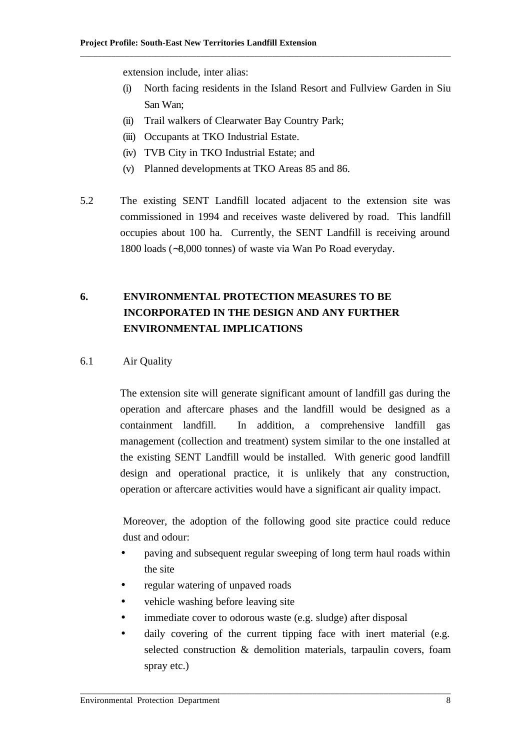extension include, inter alias:

(i) North facing residents in the Island Resort and Fullview Garden in Siu San Wan;
(ii) Trail walkers of Clearwater Bay Country Park;
(iii) Occupants at TKO Industrial Estate.
(iv) TVB City in TKO Industrial Estate; and
(v) Planned developments at TKO Areas 85 and 86.

5.2 The existing SENT Landfill located adjacent to the extension site was commissioned in 1994 and receives waste delivered by road. This landfill occupies about 100 ha. Currently, the SENT Landfill is receiving around 1800 loads (~8,000 tonnes) of waste via Wan Po Road everyday.

## 6. ENVIRONMENTAL PROTECTION MEASURES TO BE INCORPORATED IN THE DESIGN AND ANY FURTHER ENVIRONMENTAL IMPLICATIONS

### 6.1 Air Quality

The extension site will generate significant amount of landfill gas during the operation and aftercare phases and the landfill would be designed as a containment landfill. In addition, a comprehensive landfill gas management (collection and treatment) system similar to the one installed at the existing SENT Landfill would be installed. With generic good landfill design and operational practice, it is unlikely that any construction, operation or aftercare activities would have a significant air quality impact.

Moreover, the adoption of the following good site practice could reduce dust and odour:

- paving and subsequent regular sweeping of long term haul roads within the site
- regular watering of unpaved roads
- vehicle washing before leaving site
- immediate cover to odorous waste (e.g. sludge) after disposal
- daily covering of the current tipping face with inert material (e.g. selected construction & demolition materials, tarpaulin covers, foam spray etc.)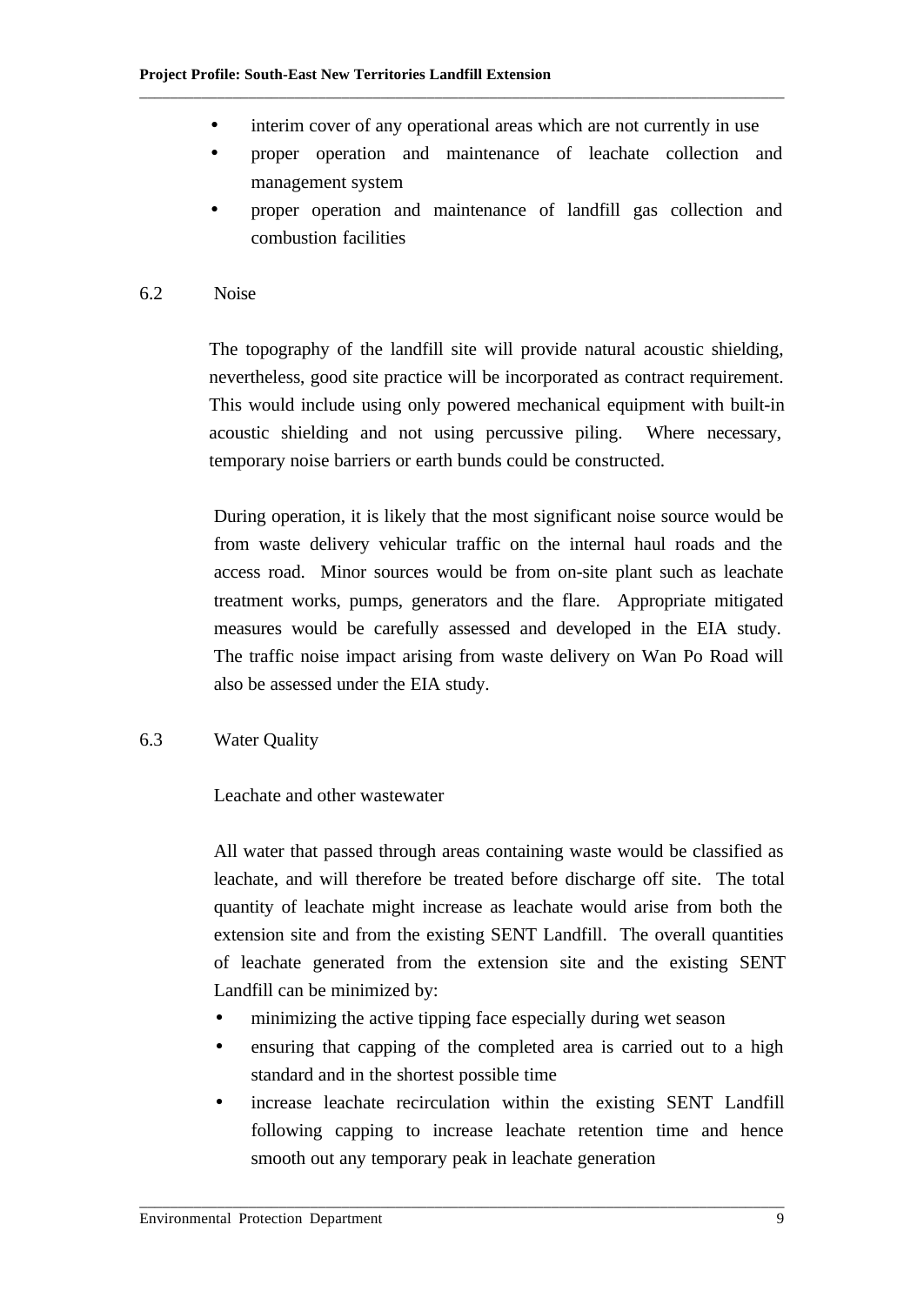- interim cover of any operational areas which are not currently in use
- proper operation and maintenance of leachate collection and management system
- proper operation and maintenance of landfill gas collection and combustion facilities

## 6.2 Noise

The topography of the landfill site will provide natural acoustic shielding, nevertheless, good site practice will be incorporated as contract requirement. This would include using only powered mechanical equipment with built-in acoustic shielding and not using percussive piling. Where necessary, temporary noise barriers or earth bunds could be constructed.

During operation, it is likely that the most significant noise source would be from waste delivery vehicular traffic on the internal haul roads and the access road. Minor sources would be from on-site plant such as leachate treatment works, pumps, generators and the flare. Appropriate mitigated measures would be carefully assessed and developed in the EIA study. The traffic noise impact arising from waste delivery on Wan Po Road will also be assessed under the EIA study.

## 6.3 Water Quality

Leachate and other wastewater

All water that passed through areas containing waste would be classified as leachate, and will therefore be treated before discharge off site. The total quantity of leachate might increase as leachate would arise from both the extension site and from the existing SENT Landfill. The overall quantities of leachate generated from the extension site and the existing SENT Landfill can be minimized by:

- minimizing the active tipping face especially during wet season
- ensuring that capping of the completed area is carried out to a high standard and in the shortest possible time
- increase leachate recirculation within the existing SENT Landfill following capping to increase leachate retention time and hence smooth out any temporary peak in leachate generation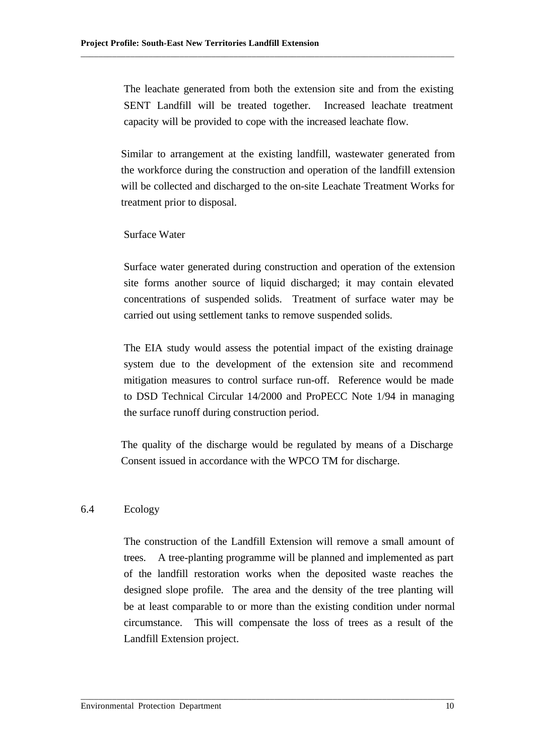The leachate generated from both the extension site and from the existing SENT Landfill will be treated together. Increased leachate treatment capacity will be provided to cope with the increased leachate flow.

Similar to arrangement at the existing landfill, wastewater generated from the workforce during the construction and operation of the landfill extension will be collected and discharged to the on-site Leachate Treatment Works for treatment prior to disposal.

Surface Water

Surface water generated during construction and operation of the extension site forms another source of liquid discharged; it may contain elevated concentrations of suspended solids. Treatment of surface water may be carried out using settlement tanks to remove suspended solids.

The EIA study would assess the potential impact of the existing drainage system due to the development of the extension site and recommend mitigation measures to control surface run-off. Reference would be made to DSD Technical Circular 14/2000 and ProPECC Note 1/94 in managing the surface runoff during construction period.

The quality of the discharge would be regulated by means of a Discharge Consent issued in accordance with the WPCO TM for discharge.

## 6.4 Ecology

The construction of the Landfill Extension will remove a small amount of trees. A tree-planting programme will be planned and implemented as part of the landfill restoration works when the deposited waste reaches the designed slope profile. The area and the density of the tree planting will be at least comparable to or more than the existing condition under normal circumstance. This will compensate the loss of trees as a result of the Landfill Extension project.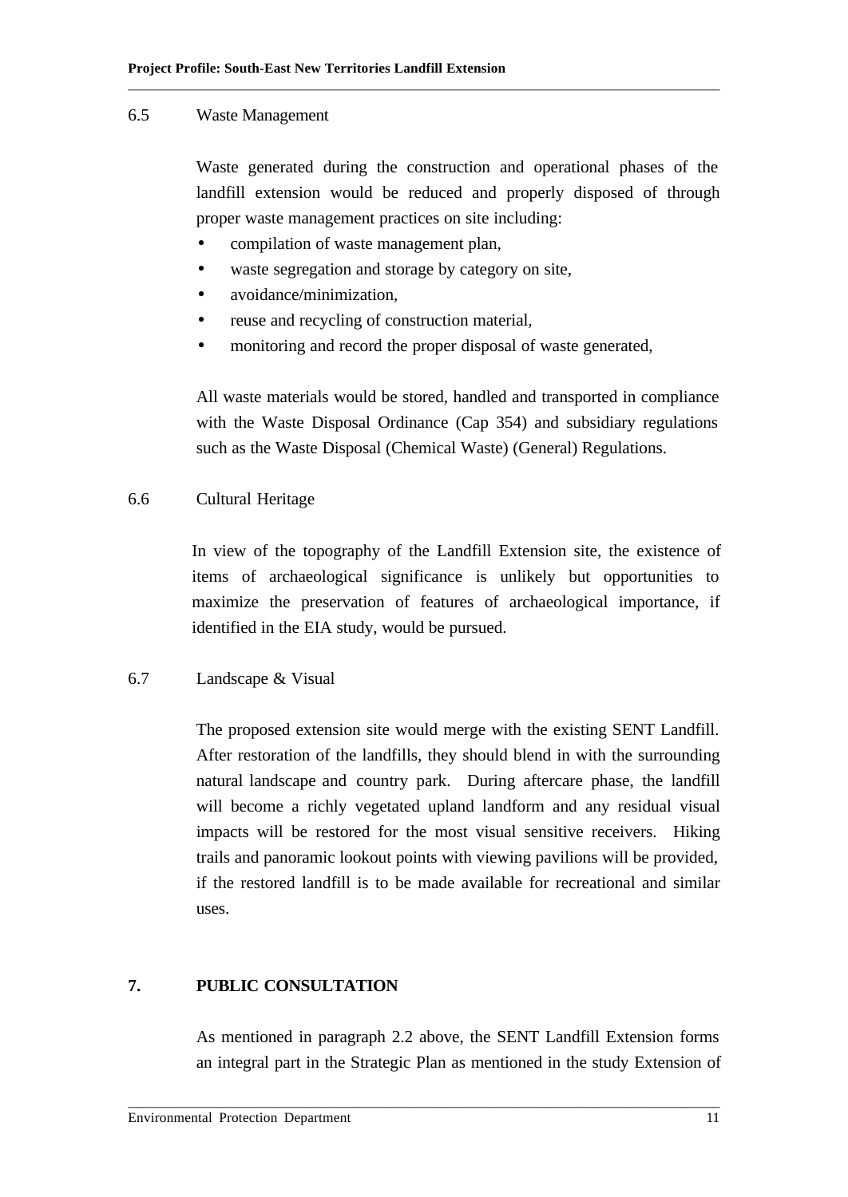### 6.5 Waste Management

Waste generated during the construction and operational phases of the landfill extension would be reduced and properly disposed of through proper waste management practices on site including:

- compilation of waste management plan,
- waste segregation and storage by category on site,
- avoidance/minimization,
- reuse and recycling of construction material,
- monitoring and record the proper disposal of waste generated,

All waste materials would be stored, handled and transported in compliance with the Waste Disposal Ordinance (Cap 354) and subsidiary regulations such as the Waste Disposal (Chemical Waste) (General) Regulations.

### 6.6 Cultural Heritage

In view of the topography of the Landfill Extension site, the existence of items of archaeological significance is unlikely but opportunities to maximize the preservation of features of archaeological importance, if identified in the EIA study, would be pursued.

### 6.7 Landscape & Visual

The proposed extension site would merge with the existing SENT Landfill. After restoration of the landfills, they should blend in with the surrounding natural landscape and country park. During aftercare phase, the landfill will become a richly vegetated upland landform and any residual visual impacts will be restored for the most visual sensitive receivers. Hiking trails and panoramic lookout points with viewing pavilions will be provided, if the restored landfill is to be made available for recreational and similar uses.

## 7. PUBLIC CONSULTATION

As mentioned in paragraph 2.2 above, the SENT Landfill Extension forms an integral part in the Strategic Plan as mentioned in the study Extension of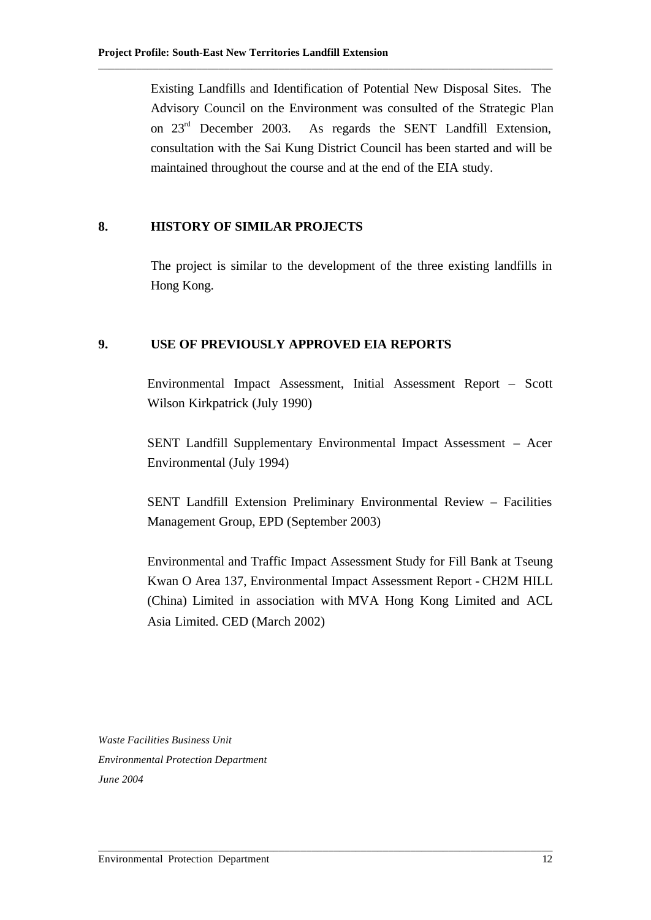Existing Landfills and Identification of Potential New Disposal Sites. The Advisory Council on the Environment was consulted of the Strategic Plan on 23rd December 2003. As regards the SENT Landfill Extension, consultation with the Sai Kung District Council has been started and will be maintained throughout the course and at the end of the EIA study.

## 8. HISTORY OF SIMILAR PROJECTS

The project is similar to the development of the three existing landfills in Hong Kong.

## 9. USE OF PREVIOUSLY APPROVED EIA REPORTS

Environmental Impact Assessment, Initial Assessment Report – Scott Wilson Kirkpatrick (July 1990)

SENT Landfill Supplementary Environmental Impact Assessment – Acer Environmental (July 1994)

SENT Landfill Extension Preliminary Environmental Review – Facilities Management Group, EPD (September 2003)

Environmental and Traffic Impact Assessment Study for Fill Bank at Tseung Kwan O Area 137, Environmental Impact Assessment Report - CH2M HILL (China) Limited in association with MVA Hong Kong Limited and ACL Asia Limited. CED (March 2002)

*Waste Facilities Business Unit*
*Environmental Protection Department*
*June 2004*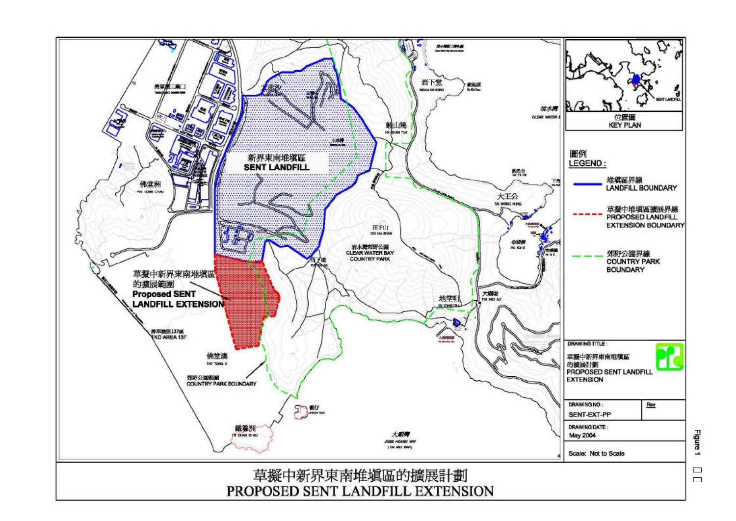# 草擬中新界東南堆填區的擴展計劃
# PROPOSED SENT LANDFILL EXTENSION

新界東南堆填區
SENT LANDFILL

草擬中新界東南堆填區的擴展範圍
Proposed SENT LANDFILL EXTENSION

郊野公園範圍
COUNTRY PARK BOUNDARY

清水灣郊野公園
CLEAR WATER BAY COUNTRY PARK

將軍澳第137區
TKO AREA 137

佛堂洲
FAT TONG CHAU

佛堂澳
TAT TONG O

鐵砧洲
TIT CHAM CHAU

大廟灣
JOSS HOUSE BAY
(TAI MIU WAN)

田下山
TIN HA SHAN

大廟坳
TAI MIU AU

大環頭
TAI WONG KUNG

布袋澳
PO TOI O

坑口
HA SHAN TUK

岩下堂
NGAM HA TONG

清水灣
CLEAR WATER BAY

地堂咀
TEI TONG TSUI

位置圖
KEY PLAN

SENT LANDFILL

圖例
LEGEND:

堆填區界線
LANDFILL BOUNDARY

草擬中堆填區擴展界線
PROPOSED LANDFILL EXTENSION BOUNDARY

郊野公園界線
COUNTRY PARK BOUNDARY

DRAWING TITLE:
草擬中新界東南堆填區的擴展計劃
PROPOSED SENT LANDFILL EXTENSION

DRAWING NO.: SENT-EXT-PP

Rev

DRAWING DATE: May 2004

Scale: Not to Scale

Figure 1